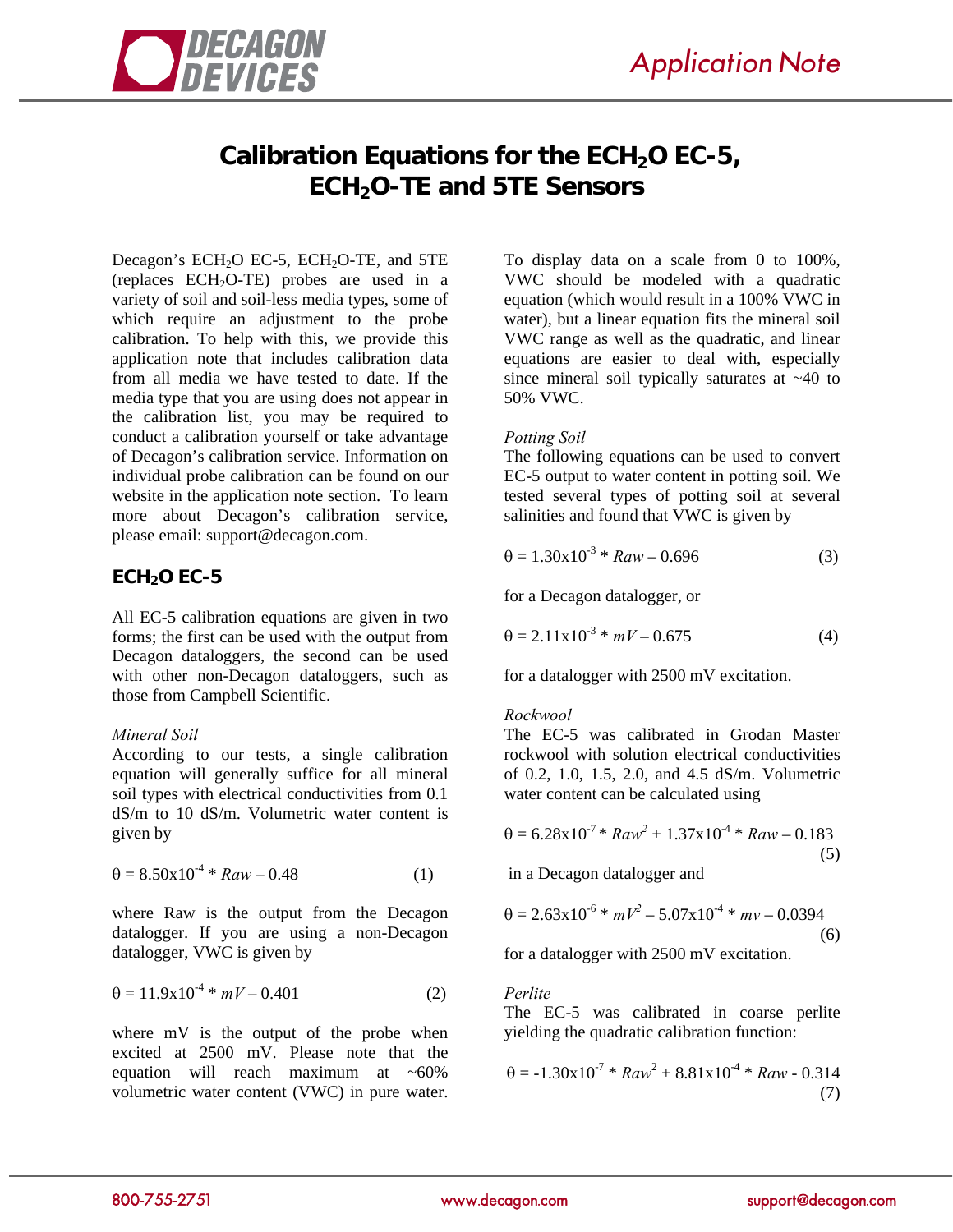# Calibration Equations for the $ECH_2O$ EC-5, $ECH_2O$-TE and 5TE Sensors

Decagon's $ECH_2O$ EC-5, $ECH_2O$-TE, and 5TE (replaces $ECH_2O$-TE) probes are used in a variety of soil and soil-less media types, some of which require an adjustment to the probe calibration. To help with this, we provide this application note that includes calibration data from all media we have tested to date. If the media type that you are using does not appear in the calibration list, you may be required to conduct a calibration yourself or take advantage of Decagon's calibration service. Information on individual probe calibration can be found on our website in the application note section. To learn more about Decagon's calibration service, please email: support@decagon.com.

## $ECH_2O$ EC-5

All EC-5 calibration equations are given in two forms; the first can be used with the output from Decagon dataloggers, the second can be used with other non-Decagon dataloggers, such as those from Campbell Scientific.

*Mineral Soil*

According to our tests, a single calibration equation will generally suffice for all mineral soil types with electrical conductivities from 0.1 dS/m to 10 dS/m. Volumetric water content is given by

$$\theta = 8.50\text{x}10^{-4} * Raw - 0.48 \qquad (1)$$

where Raw is the output from the Decagon datalogger. If you are using a non-Decagon datalogger, VWC is given by

$$\theta = 11.9\text{x}10^{-4} * mV - 0.401 \qquad (2)$$

where mV is the output of the probe when excited at 2500 mV. Please note that the equation will reach maximum at ~60% volumetric water content (VWC) in pure water. To display data on a scale from 0 to 100%, VWC should be modeled with a quadratic equation (which would result in a 100% VWC in water), but a linear equation fits the mineral soil VWC range as well as the quadratic, and linear equations are easier to deal with, especially since mineral soil typically saturates at ~40 to 50% VWC.

*Potting Soil*

The following equations can be used to convert EC-5 output to water content in potting soil. We tested several types of potting soil at several salinities and found that VWC is given by

$$\theta = 1.30\text{x}10^{-3} * Raw - 0.696 \qquad (3)$$

for a Decagon datalogger, or

$$\theta = 2.11\text{x}10^{-3} * mV - 0.675 \qquad (4)$$

for a datalogger with 2500 mV excitation.

*Rockwool*

The EC-5 was calibrated in Grodan Master rockwool with solution electrical conductivities of 0.2, 1.0, 1.5, 2.0, and 4.5 dS/m. Volumetric water content can be calculated using

$$\theta = 6.28\text{x}10^{-7} * Raw^2 + 1.37\text{x}10^{-4} * Raw - 0.183 \qquad (5)$$

in a Decagon datalogger and

$$\theta = 2.63\text{x}10^{-6} * mV^2 - 5.07\text{x}10^{-4} * mv - 0.0394 \qquad (6)$$

for a datalogger with 2500 mV excitation.

*Perlite*

The EC-5 was calibrated in coarse perlite yielding the quadratic calibration function:

$$\theta = -1.30\text{x}10^{-7} * Raw^2 + 8.81\text{x}10^{-4} * Raw - 0.314 \qquad (7)$$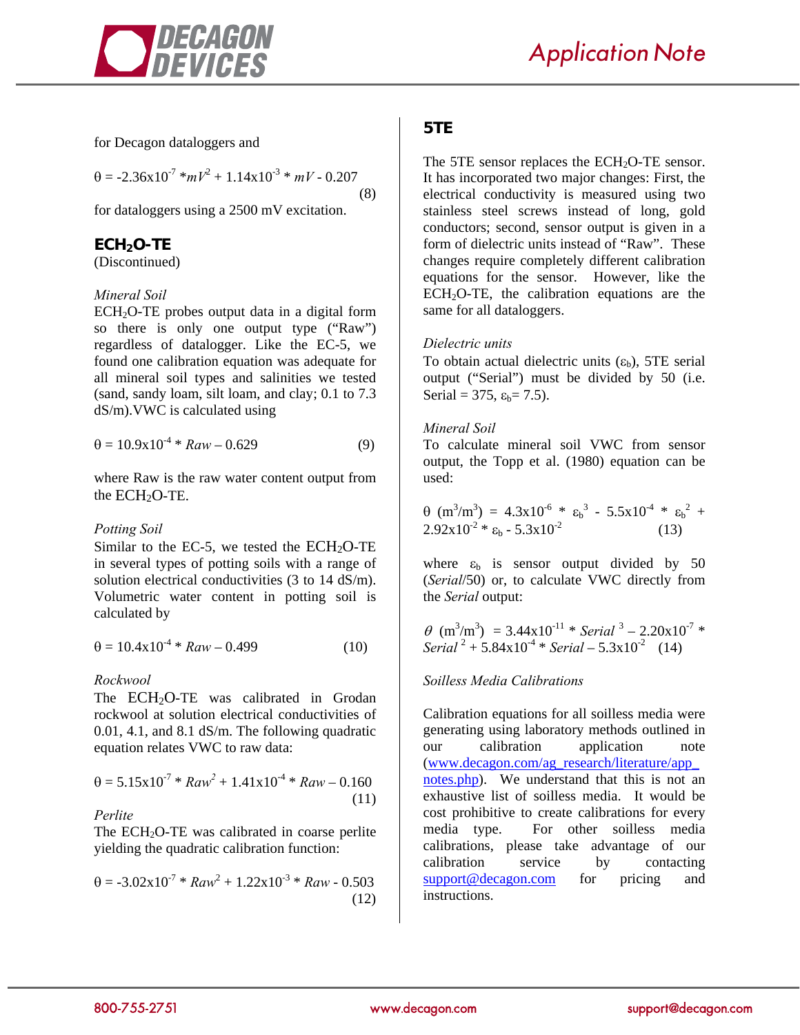for Decagon dataloggers and

$$\theta = -2.36\text{x}10^{-7} * mV^2 + 1.14\text{x}10^{-3} * mV - 0.207 \quad (8)$$

for dataloggers using a 2500 mV excitation.

## $ECH_2O$-TE

(Discontinued)

*Mineral Soil*

$ECH_2O$-TE probes output data in a digital form so there is only one output type ("Raw") regardless of datalogger. Like the EC-5, we found one calibration equation was adequate for all mineral soil types and salinities we tested (sand, sandy loam, silt loam, and clay; 0.1 to 7.3 dS/m).VWC is calculated using

$$\theta = 10.9\text{x}10^{-4} * Raw - 0.629 \quad (9)$$

where Raw is the raw water content output from the $ECH_2O$-TE.

*Potting Soil*

Similar to the EC-5, we tested the $ECH_2O$-TE in several types of potting soils with a range of solution electrical conductivities (3 to 14 dS/m). Volumetric water content in potting soil is calculated by

$$\theta = 10.4\text{x}10^{-4} * Raw - 0.499 \quad (10)$$

*Rockwool*

The $ECH_2O$-TE was calibrated in Grodan rockwool at solution electrical conductivities of 0.01, 4.1, and 8.1 dS/m. The following quadratic equation relates VWC to raw data:

$$\theta = 5.15\text{x}10^{-7} * Raw^2 + 1.41\text{x}10^{-4} * Raw - 0.160 \quad (11)$$

*Perlite*

The $ECH_2O$-TE was calibrated in coarse perlite yielding the quadratic calibration function:

$$\theta = -3.02\text{x}10^{-7} * Raw^2 + 1.22\text{x}10^{-3} * Raw - 0.503 \quad (12)$$

## 5TE

The 5TE sensor replaces the $ECH_2O$-TE sensor. It has incorporated two major changes: First, the electrical conductivity is measured using two stainless steel screws instead of long, gold conductors; second, sensor output is given in a form of dielectric units instead of "Raw". These changes require completely different calibration equations for the sensor. However, like the $ECH_2O$-TE, the calibration equations are the same for all dataloggers.

*Dielectric units*

To obtain actual dielectric units ($\varepsilon_b$), 5TE serial output ("Serial") must be divided by 50 (i.e. Serial = 375, $\varepsilon_b$= 7.5).

*Mineral Soil*

To calculate mineral soil VWC from sensor output, the Topp et al. (1980) equation can be used:

$$\theta\ (\text{m}^3/\text{m}^3) = 4.3\text{x}10^{-6} * \varepsilon_b^3 - 5.5\text{x}10^{-4} * \varepsilon_b^2 + 2.92\text{x}10^{-2} * \varepsilon_b - 5.3\text{x}10^{-2} \quad (13)$$

where $\varepsilon_b$ is sensor output divided by 50 (*Serial*/50) or, to calculate VWC directly from the *Serial* output:

$$\theta\ (\text{m}^3/\text{m}^3) = 3.44\text{x}10^{-11} * Serial^3 - 2.20\text{x}10^{-7} * Serial^2 + 5.84\text{x}10^{-4} * Serial - 5.3\text{x}10^{-2} \quad (14)$$

*Soilless Media Calibrations*

Calibration equations for all soilless media were generating using laboratory methods outlined in our calibration application note (www.decagon.com/ag_research/literature/app_notes.php). We understand that this is not an exhaustive list of soilless media. It would be cost prohibitive to create calibrations for every media type. For other soilless media calibrations, please take advantage of our calibration service by contacting support@decagon.com for pricing and instructions.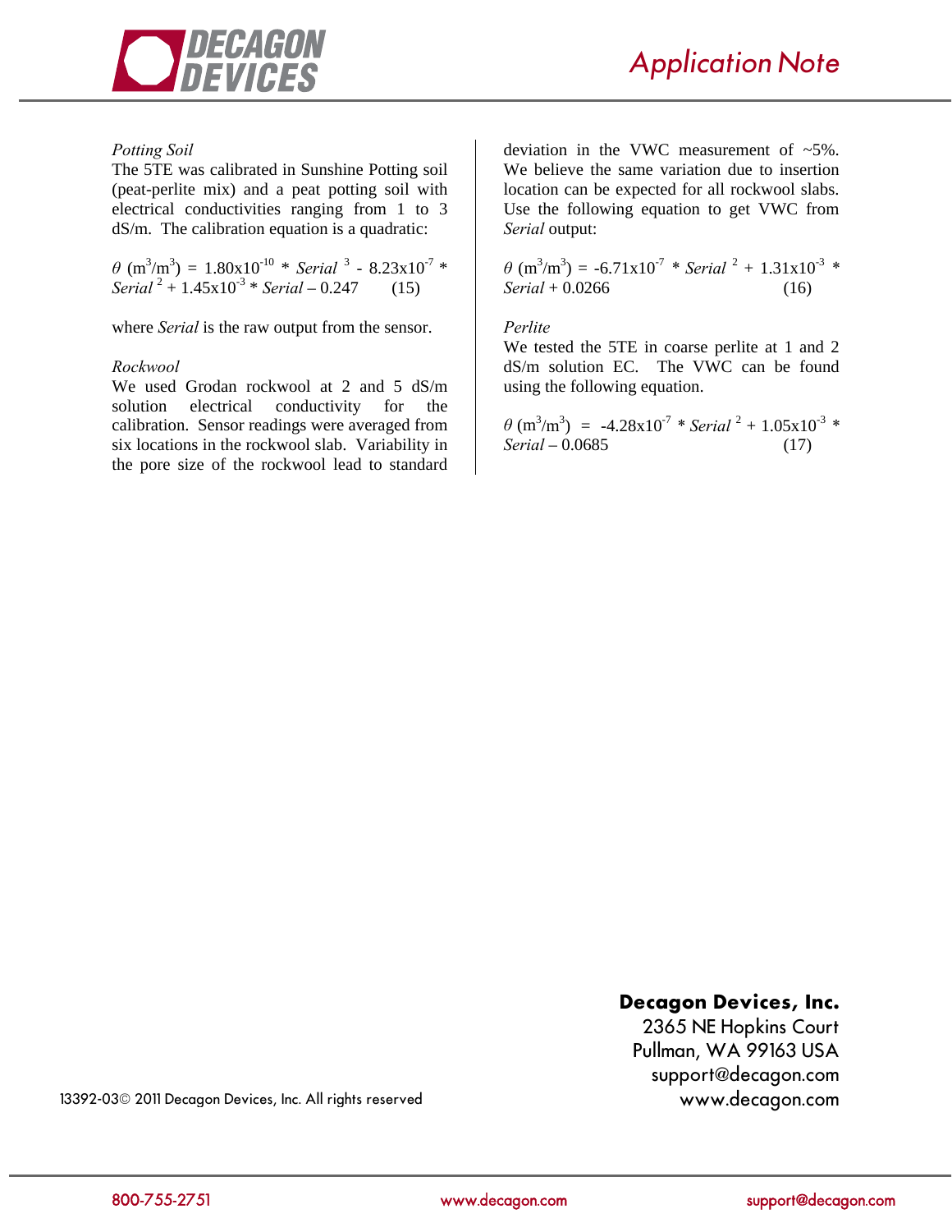*Potting Soil*

The 5TE was calibrated in Sunshine Potting soil (peat-perlite mix) and a peat potting soil with electrical conductivities ranging from 1 to 3 dS/m. The calibration equation is a quadratic:

$$\theta\ (m^3/m^3) = 1.80\times10^{-10} * Serial^{3} - 8.23\times10^{-7} * Serial^{2} + 1.45\times10^{-3} * Serial - 0.247 \quad (15)$$

where *Serial* is the raw output from the sensor.

*Rockwool*

We used Grodan rockwool at 2 and 5 dS/m solution electrical conductivity for the calibration. Sensor readings were averaged from six locations in the rockwool slab. Variability in the pore size of the rockwool lead to standard deviation in the VWC measurement of ~5%. We believe the same variation due to insertion location can be expected for all rockwool slabs. Use the following equation to get VWC from *Serial* output:

$$\theta\ (m^3/m^3) = -6.71\times10^{-7} * Serial^{2} + 1.31\times10^{-3} * Serial + 0.0266 \quad (16)$$

*Perlite*

We tested the 5TE in coarse perlite at 1 and 2 dS/m solution EC. The VWC can be found using the following equation.

$$\theta\ (m^3/m^3) = -4.28\times10^{-7} * Serial^{2} + 1.05\times10^{-3} * Serial - 0.0685 \quad (17)$$

**Decagon Devices, Inc.**
2365 NE Hopkins Court
Pullman, WA 99163 USA
support@decagon.com
www.decagon.com

13392-03© 2011 Decagon Devices, Inc. All rights reserved